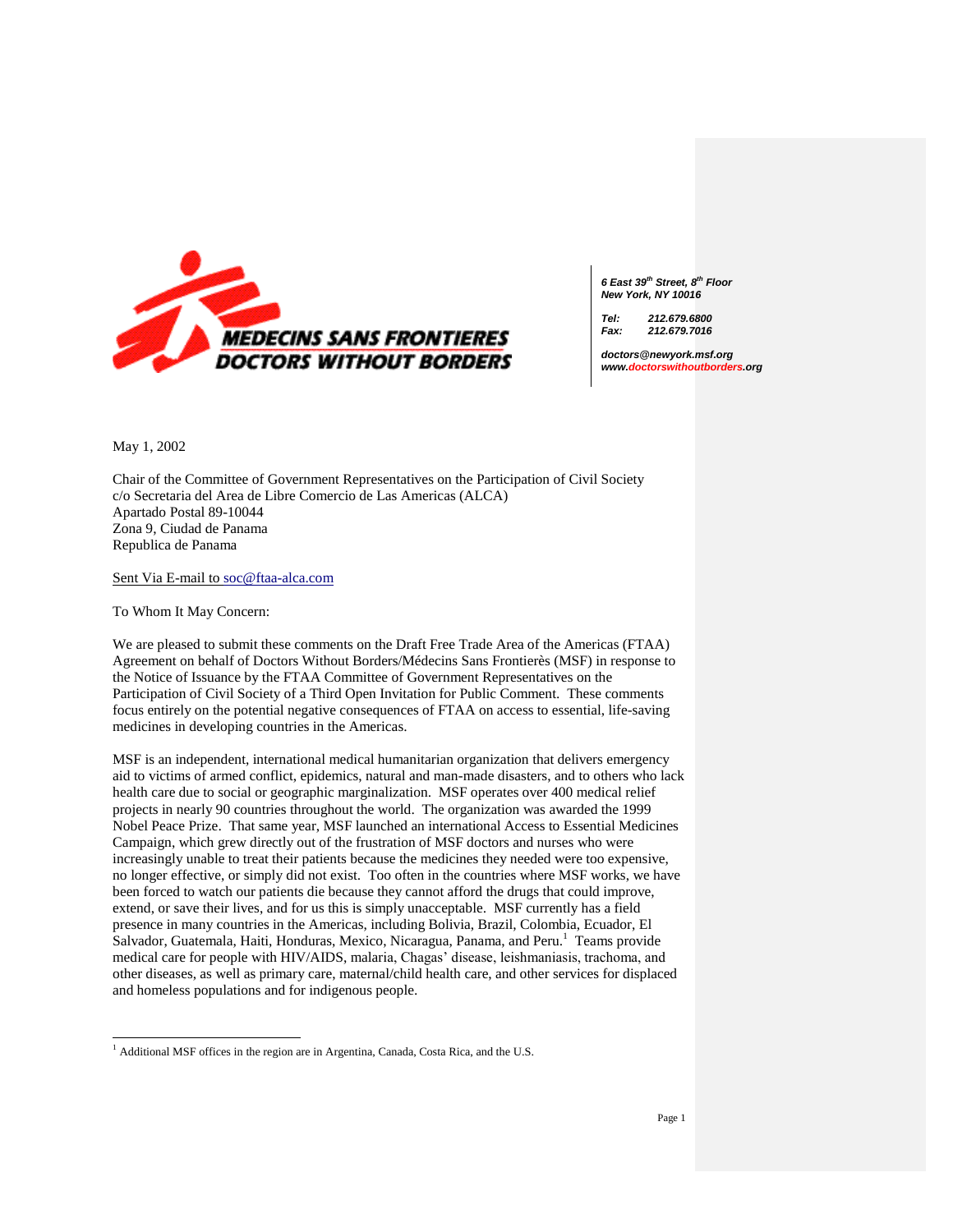**MEDECINS SANS FRONTIERES**
**DOCTORS WITHOUT BORDERS**

*6 East 39th Street, 8th Floor*
*New York, NY 10016*

*Tel: 212.679.6800*
*Fax: 212.679.7016*

*doctors@newyork.msf.org*
*www.doctorswithoutborders.org*

May 1, 2002

Chair of the Committee of Government Representatives on the Participation of Civil Society
c/o Secretaria del Area de Libre Comercio de Las Americas (ALCA)
Apartado Postal 89-10044
Zona 9, Ciudad de Panama
Republica de Panama

Sent Via E-mail to soc@ftaa-alca.com

To Whom It May Concern:

We are pleased to submit these comments on the Draft Free Trade Area of the Americas (FTAA) Agreement on behalf of Doctors Without Borders/Médecins Sans Frontierès (MSF) in response to the Notice of Issuance by the FTAA Committee of Government Representatives on the Participation of Civil Society of a Third Open Invitation for Public Comment. These comments focus entirely on the potential negative consequences of FTAA on access to essential, life-saving medicines in developing countries in the Americas.

MSF is an independent, international medical humanitarian organization that delivers emergency aid to victims of armed conflict, epidemics, natural and man-made disasters, and to others who lack health care due to social or geographic marginalization. MSF operates over 400 medical relief projects in nearly 90 countries throughout the world. The organization was awarded the 1999 Nobel Peace Prize. That same year, MSF launched an international Access to Essential Medicines Campaign, which grew directly out of the frustration of MSF doctors and nurses who were increasingly unable to treat their patients because the medicines they needed were too expensive, no longer effective, or simply did not exist. Too often in the countries where MSF works, we have been forced to watch our patients die because they cannot afford the drugs that could improve, extend, or save their lives, and for us this is simply unacceptable. MSF currently has a field presence in many countries in the Americas, including Bolivia, Brazil, Colombia, Ecuador, El Salvador, Guatemala, Haiti, Honduras, Mexico, Nicaragua, Panama, and Peru.[1] Teams provide medical care for people with HIV/AIDS, malaria, Chagas' disease, leishmaniasis, trachoma, and other diseases, as well as primary care, maternal/child health care, and other services for displaced and homeless populations and for indigenous people.

---

[1] Additional MSF offices in the region are in Argentina, Canada, Costa Rica, and the U.S.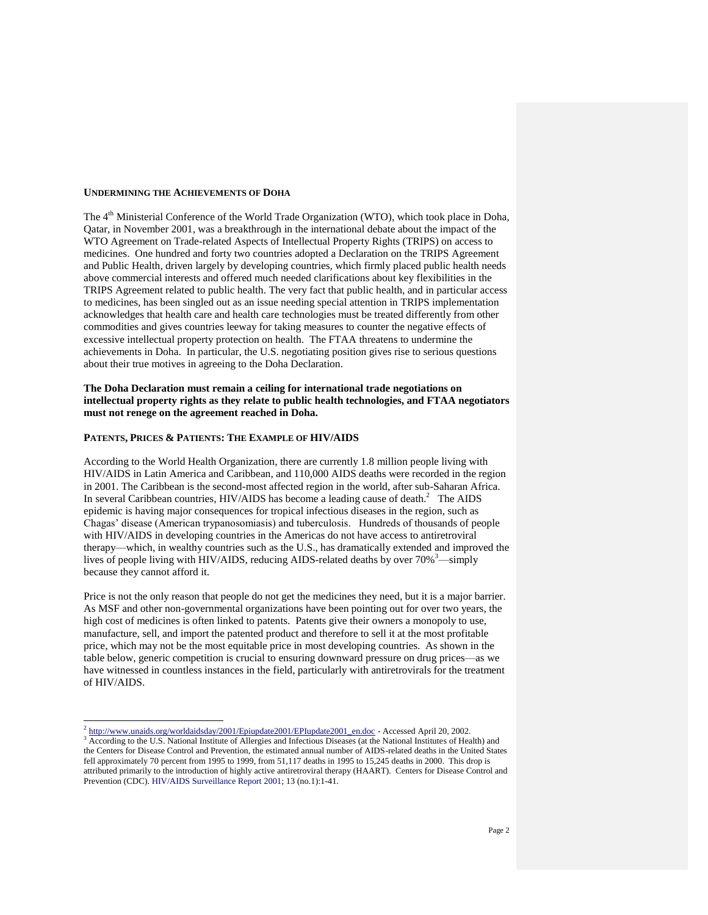## Undermining the Achievements of Doha

The 4th Ministerial Conference of the World Trade Organization (WTO), which took place in Doha, Qatar, in November 2001, was a breakthrough in the international debate about the impact of the WTO Agreement on Trade-related Aspects of Intellectual Property Rights (TRIPS) on access to medicines. One hundred and forty two countries adopted a Declaration on the TRIPS Agreement and Public Health, driven largely by developing countries, which firmly placed public health needs above commercial interests and offered much needed clarifications about key flexibilities in the TRIPS Agreement related to public health. The very fact that public health, and in particular access to medicines, has been singled out as an issue needing special attention in TRIPS implementation acknowledges that health care and health care technologies must be treated differently from other commodities and gives countries leeway for taking measures to counter the negative effects of excessive intellectual property protection on health. The FTAA threatens to undermine the achievements in Doha. In particular, the U.S. negotiating position gives rise to serious questions about their true motives in agreeing to the Doha Declaration.

**The Doha Declaration must remain a ceiling for international trade negotiations on intellectual property rights as they relate to public health technologies, and FTAA negotiators must not renege on the agreement reached in Doha.**

## Patents, Prices & Patients: The Example of HIV/AIDS

According to the World Health Organization, there are currently 1.8 million people living with HIV/AIDS in Latin America and Caribbean, and 110,000 AIDS deaths were recorded in the region in 2001. The Caribbean is the second-most affected region in the world, after sub-Saharan Africa. In several Caribbean countries, HIV/AIDS has become a leading cause of death.[2] The AIDS epidemic is having major consequences for tropical infectious diseases in the region, such as Chagas' disease (American trypanosomiasis) and tuberculosis. Hundreds of thousands of people with HIV/AIDS in developing countries in the Americas do not have access to antiretroviral therapy—which, in wealthy countries such as the U.S., has dramatically extended and improved the lives of people living with HIV/AIDS, reducing AIDS-related deaths by over 70%[3]—simply because they cannot afford it.

Price is not the only reason that people do not get the medicines they need, but it is a major barrier. As MSF and other non-governmental organizations have been pointing out for over two years, the high cost of medicines is often linked to patents. Patents give their owners a monopoly to use, manufacture, sell, and import the patented product and therefore to sell it at the most profitable price, which may not be the most equitable price in most developing countries. As shown in the table below, generic competition is crucial to ensuring downward pressure on drug prices—as we have witnessed in countless instances in the field, particularly with antiretrovirals for the treatment of HIV/AIDS.

---

[2] http://www.unaids.org/worldaidsday/2001/Epiupdate2001/EPIupdate2001_en.doc - Accessed April 20, 2002.

[3] According to the U.S. National Institute of Allergies and Infectious Diseases (at the National Institutes of Health) and the Centers for Disease Control and Prevention, the estimated annual number of AIDS-related deaths in the United States fell approximately 70 percent from 1995 to 1999, from 51,117 deaths in 1995 to 15,245 deaths in 2000. This drop is attributed primarily to the introduction of highly active antiretroviral therapy (HAART). Centers for Disease Control and Prevention (CDC). HIV/AIDS Surveillance Report 2001; 13 (no.1):1-41.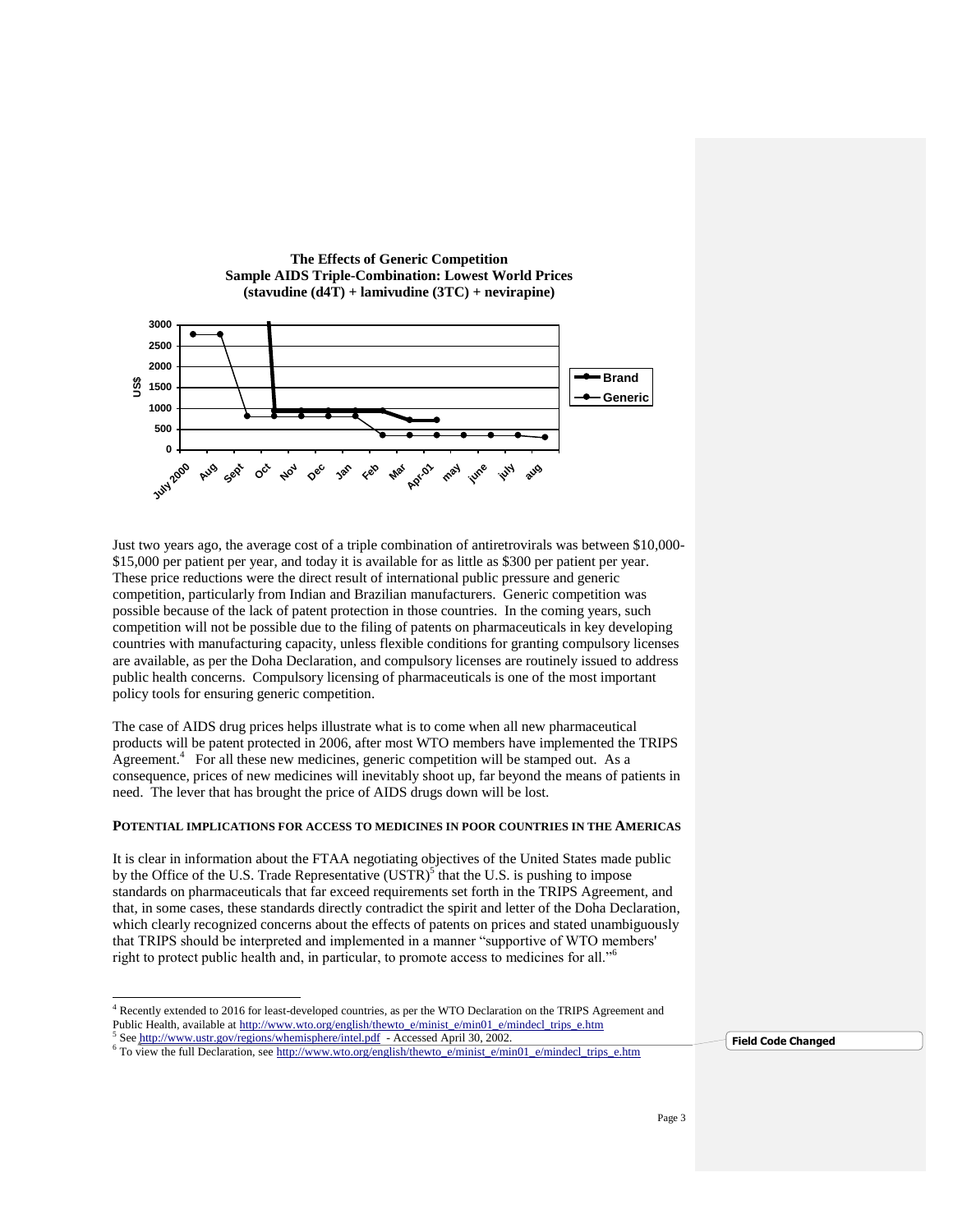**The Effects of Generic Competition**
**Sample AIDS Triple-Combination: Lowest World Prices**
**(stavudine (d4T) + lamivudine (3TC) + nevirapine)**

Just two years ago, the average cost of a triple combination of antiretrovirals was between $10,000-$15,000 per patient per year, and today it is available for as little as $300 per patient per year. These price reductions were the direct result of international public pressure and generic competition, particularly from Indian and Brazilian manufacturers. Generic competition was possible because of the lack of patent protection in those countries. In the coming years, such competition will not be possible due to the filing of patents on pharmaceuticals in key developing countries with manufacturing capacity, unless flexible conditions for granting compulsory licenses are available, as per the Doha Declaration, and compulsory licenses are routinely issued to address public health concerns. Compulsory licensing of pharmaceuticals is one of the most important policy tools for ensuring generic competition.

The case of AIDS drug prices helps illustrate what is to come when all new pharmaceutical products will be patent protected in 2006, after most WTO members have implemented the TRIPS Agreement.[4] For all these new medicines, generic competition will be stamped out. As a consequence, prices of new medicines will inevitably shoot up, far beyond the means of patients in need. The lever that has brought the price of AIDS drugs down will be lost.

**POTENTIAL IMPLICATIONS FOR ACCESS TO MEDICINES IN POOR COUNTRIES IN THE AMERICAS**

It is clear in information about the FTAA negotiating objectives of the United States made public by the Office of the U.S. Trade Representative (USTR)[5] that the U.S. is pushing to impose standards on pharmaceuticals that far exceed requirements set forth in the TRIPS Agreement, and that, in some cases, these standards directly contradict the spirit and letter of the Doha Declaration, which clearly recognized concerns about the effects of patents on prices and stated unambiguously that TRIPS should be interpreted and implemented in a manner "supportive of WTO members' right to protect public health and, in particular, to promote access to medicines for all."[6]

---

[4] Recently extended to 2016 for least-developed countries, as per the WTO Declaration on the TRIPS Agreement and Public Health, available at http://www.wto.org/english/thewto_e/minist_e/min01_e/mindecl_trips_e.htm

[5] See http://www.ustr.gov/regions/whemisphere/intel.pdf - Accessed April 30, 2002.

[6] To view the full Declaration, see http://www.wto.org/english/thewto_e/minist_e/min01_e/mindecl_trips_e.htm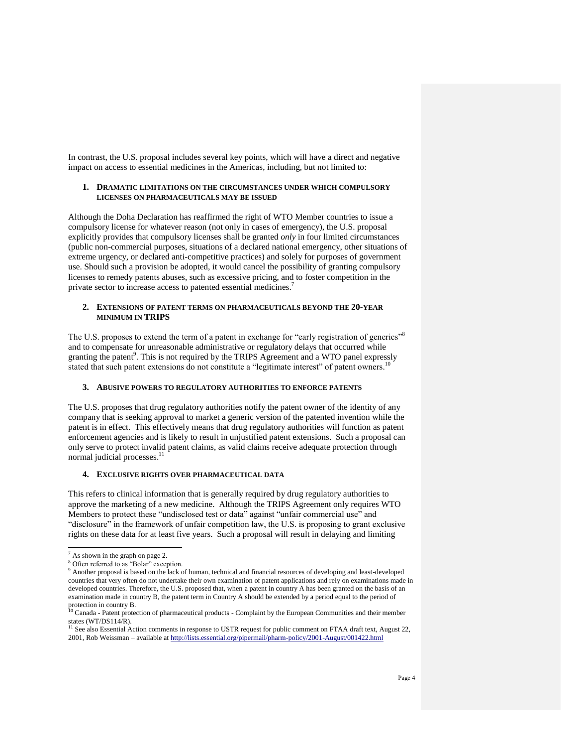In contrast, the U.S. proposal includes several key points, which will have a direct and negative impact on access to essential medicines in the Americas, including, but not limited to:

### 1. DRAMATIC LIMITATIONS ON THE CIRCUMSTANCES UNDER WHICH COMPULSORY LICENSES ON PHARMACEUTICALS MAY BE ISSUED

Although the Doha Declaration has reaffirmed the right of WTO Member countries to issue a compulsory license for whatever reason (not only in cases of emergency), the U.S. proposal explicitly provides that compulsory licenses shall be granted *only* in four limited circumstances (public non-commercial purposes, situations of a declared national emergency, other situations of extreme urgency, or declared anti-competitive practices) and solely for purposes of government use. Should such a provision be adopted, it would cancel the possibility of granting compulsory licenses to remedy patents abuses, such as excessive pricing, and to foster competition in the private sector to increase access to patented essential medicines.[7]

### 2. EXTENSIONS OF PATENT TERMS ON PHARMACEUTICALS BEYOND THE 20-YEAR MINIMUM IN TRIPS

The U.S. proposes to extend the term of a patent in exchange for "early registration of generics"[8] and to compensate for unreasonable administrative or regulatory delays that occurred while granting the patent[9]. This is not required by the TRIPS Agreement and a WTO panel expressly stated that such patent extensions do not constitute a "legitimate interest" of patent owners.[10]

### 3. ABUSIVE POWERS TO REGULATORY AUTHORITIES TO ENFORCE PATENTS

The U.S. proposes that drug regulatory authorities notify the patent owner of the identity of any company that is seeking approval to market a generic version of the patented invention while the patent is in effect. This effectively means that drug regulatory authorities will function as patent enforcement agencies and is likely to result in unjustified patent extensions. Such a proposal can only serve to protect invalid patent claims, as valid claims receive adequate protection through normal judicial processes.[11]

### 4. EXCLUSIVE RIGHTS OVER PHARMACEUTICAL DATA

This refers to clinical information that is generally required by drug regulatory authorities to approve the marketing of a new medicine. Although the TRIPS Agreement only requires WTO Members to protect these "undisclosed test or data" against "unfair commercial use" and "disclosure" in the framework of unfair competition law, the U.S. is proposing to grant exclusive rights on these data for at least five years. Such a proposal will result in delaying and limiting

---

[7] As shown in the graph on page 2.

[8] Often referred to as "Bolar" exception.

[9] Another proposal is based on the lack of human, technical and financial resources of developing and least-developed countries that very often do not undertake their own examination of patent applications and rely on examinations made in developed countries. Therefore, the U.S. proposed that, when a patent in country A has been granted on the basis of an examination made in country B, the patent term in Country A should be extended by a period equal to the period of protection in country B.

[10] Canada - Patent protection of pharmaceutical products - Complaint by the European Communities and their member states (WT/DS114/R).

[11] See also Essential Action comments in response to USTR request for public comment on FTAA draft text, August 22, 2001, Rob Weissman – available at http://lists.essential.org/pipermail/pharm-policy/2001-August/001422.html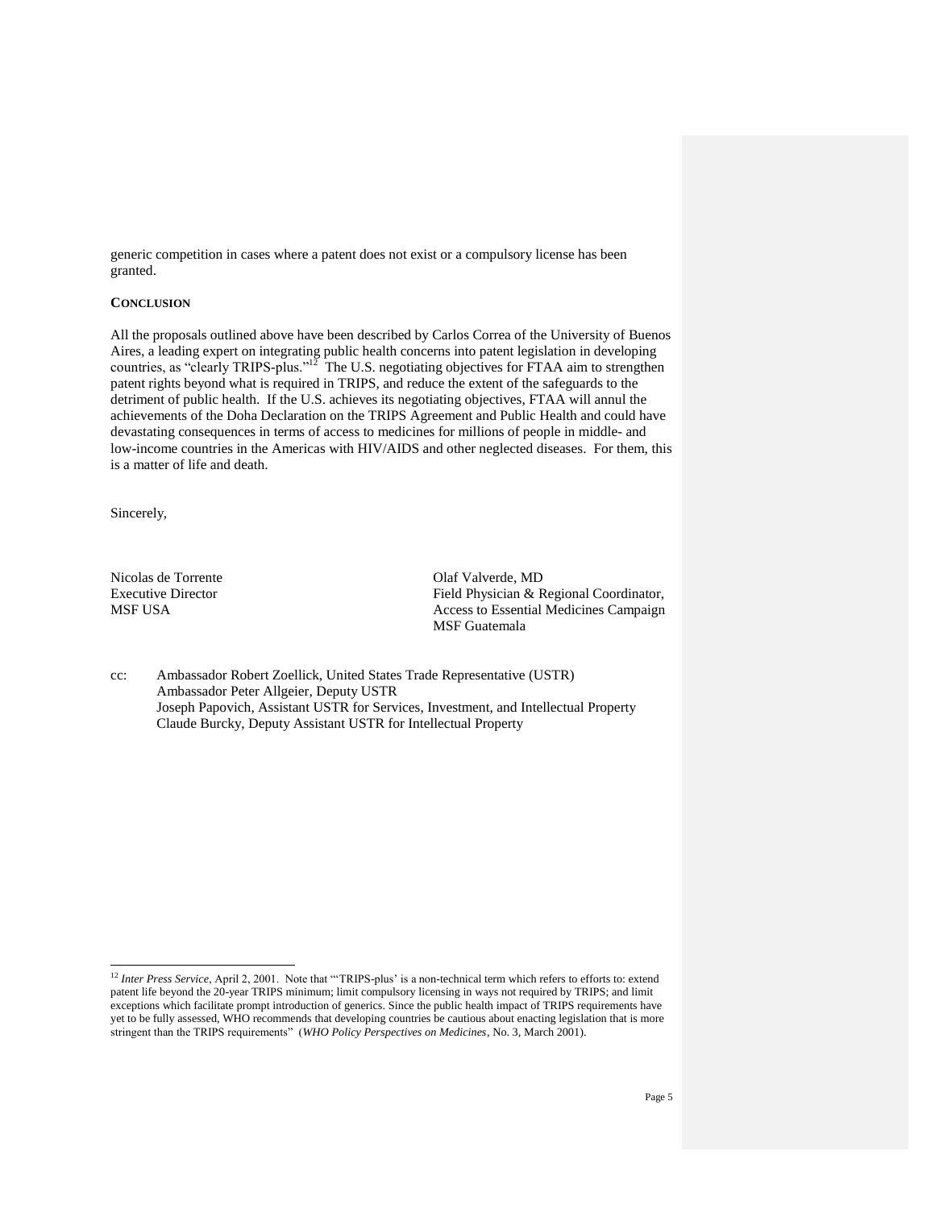generic competition in cases where a patent does not exist or a compulsory license has been granted.

**CONCLUSION**

All the proposals outlined above have been described by Carlos Correa of the University of Buenos Aires, a leading expert on integrating public health concerns into patent legislation in developing countries, as "clearly TRIPS-plus."[12] The U.S. negotiating objectives for FTAA aim to strengthen patent rights beyond what is required in TRIPS, and reduce the extent of the safeguards to the detriment of public health. If the U.S. achieves its negotiating objectives, FTAA will annul the achievements of the Doha Declaration on the TRIPS Agreement and Public Health and could have devastating consequences in terms of access to medicines for millions of people in middle- and low-income countries in the Americas with HIV/AIDS and other neglected diseases. For them, this is a matter of life and death.

Sincerely,

Nicolas de Torrente
Executive Director
MSF USA

Olaf Valverde, MD
Field Physician & Regional Coordinator,
Access to Essential Medicines Campaign
MSF Guatemala

cc: Ambassador Robert Zoellick, United States Trade Representative (USTR)
Ambassador Peter Allgeier, Deputy USTR
Joseph Papovich, Assistant USTR for Services, Investment, and Intellectual Property
Claude Burcky, Deputy Assistant USTR for Intellectual Property

[12] *Inter Press Service*, April 2, 2001. Note that "'TRIPS-plus' is a non-technical term which refers to efforts to: extend patent life beyond the 20-year TRIPS minimum; limit compulsory licensing in ways not required by TRIPS; and limit exceptions which facilitate prompt introduction of generics. Since the public health impact of TRIPS requirements have yet to be fully assessed, WHO recommends that developing countries be cautious about enacting legislation that is more stringent than the TRIPS requirements" (*WHO Policy Perspectives on Medicines*, No. 3, March 2001).